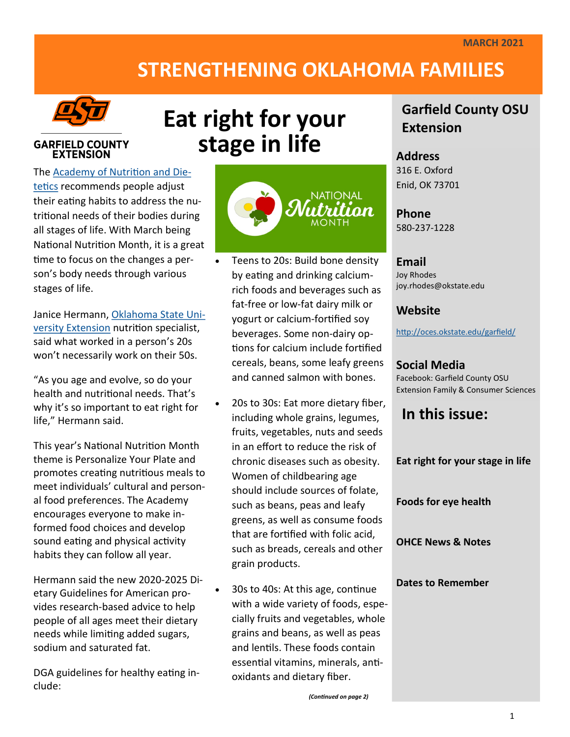MARCH 2021

# STRENGTHENING OKLAHOMA FAMILIES

GARFIELD COUNTY EXTENSION

## Eat right for your stage in life

The Academy of Nutrition and Dietetics recommends people adjust their eating habits to address the nutritional needs of their bodies during all stages of life. With March being National Nutrition Month, it is a great time to focus on the changes a person's body needs through various stages of life.

Janice Hermann, Oklahoma State University Extension nutrition specialist, said what worked in a person's 20s won't necessarily work on their 50s.

"As you age and evolve, so do your health and nutritional needs. That's why it's so important to eat right for life," Hermann said.

This year's National Nutrition Month theme is Personalize Your Plate and promotes creating nutritious meals to meet individuals' cultural and personal food preferences. The Academy encourages everyone to make informed food choices and develop sound eating and physical activity habits they can follow all year.

Hermann said the new 2020-2025 Dietary Guidelines for American provides research-based advice to help people of all ages meet their dietary needs while limiting added sugars, sodium and saturated fat.

DGA guidelines for healthy eating include:

- Teens to 20s: Build bone density by eating and drinking calcium-rich foods and beverages such as fat-free or low-fat dairy milk or yogurt or calcium-fortified soy beverages. Some non-dairy options for calcium include fortified cereals, beans, some leafy greens and canned salmon with bones.
- 20s to 30s: Eat more dietary fiber, including whole grains, legumes, fruits, vegetables, nuts and seeds in an effort to reduce the risk of chronic diseases such as obesity. Women of childbearing age should include sources of folate, such as beans, peas and leafy greens, as well as consume foods that are fortified with folic acid, such as breads, cereals and other grain products.
- 30s to 40s: At this age, continue with a wide variety of foods, especially fruits and vegetables, whole grains and beans, as well as peas and lentils. These foods contain essential vitamins, minerals, antioxidants and dietary fiber.

*(Continued on page 2)*

## Garfield County OSU Extension

**Address**
316 E. Oxford
Enid, OK 73701

**Phone**
580-237-1228

**Email**
Joy Rhodes
joy.rhodes@okstate.edu

**Website**
http://oces.okstate.edu/garfield/

**Social Media**
Facebook: Garfield County OSU Extension Family & Consumer Sciences

## In this issue:

**Eat right for your stage in life**

**Foods for eye health**

**OHCE News & Notes**

**Dates to Remember**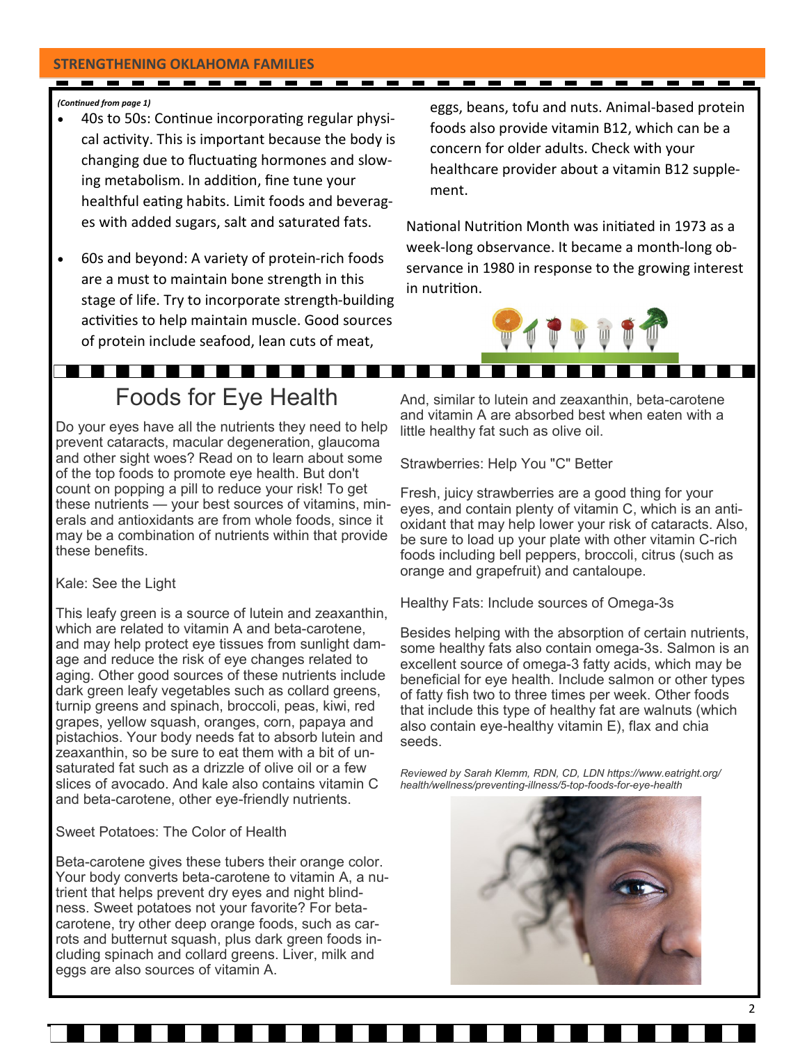*(Continued from page 1)*

- 40s to 50s: Continue incorporating regular physical activity. This is important because the body is changing due to fluctuating hormones and slowing metabolism. In addition, fine tune your healthful eating habits. Limit foods and beverages with added sugars, salt and saturated fats.
- 60s and beyond: A variety of protein-rich foods are a must to maintain bone strength in this stage of life. Try to incorporate strength-building activities to help maintain muscle. Good sources of protein include seafood, lean cuts of meat, eggs, beans, tofu and nuts. Animal-based protein foods also provide vitamin B12, which can be a concern for older adults. Check with your healthcare provider about a vitamin B12 supplement.

National Nutrition Month was initiated in 1973 as a week-long observance. It became a month-long observance in 1980 in response to the growing interest in nutrition.

# Foods for Eye Health

Do your eyes have all the nutrients they need to help prevent cataracts, macular degeneration, glaucoma and other sight woes? Read on to learn about some of the top foods to promote eye health. But don't count on popping a pill to reduce your risk! To get these nutrients — your best sources of vitamins, minerals and antioxidants are from whole foods, since it may be a combination of nutrients within that provide these benefits.

Kale: See the Light

This leafy green is a source of lutein and zeaxanthin, which are related to vitamin A and beta-carotene, and may help protect eye tissues from sunlight damage and reduce the risk of eye changes related to aging. Other good sources of these nutrients include dark green leafy vegetables such as collard greens, turnip greens and spinach, broccoli, peas, kiwi, red grapes, yellow squash, oranges, corn, papaya and pistachios. Your body needs fat to absorb lutein and zeaxanthin, so be sure to eat them with a bit of unsaturated fat such as a drizzle of olive oil or a few slices of avocado. And kale also contains vitamin C and beta-carotene, other eye-friendly nutrients.

Sweet Potatoes: The Color of Health

Beta-carotene gives these tubers their orange color. Your body converts beta-carotene to vitamin A, a nutrient that helps prevent dry eyes and night blindness. Sweet potatoes not your favorite? For beta-carotene, try other deep orange foods, such as carrots and butternut squash, plus dark green foods including spinach and collard greens. Liver, milk and eggs are also sources of vitamin A.

And, similar to lutein and zeaxanthin, beta-carotene and vitamin A are absorbed best when eaten with a little healthy fat such as olive oil.

Strawberries: Help You "C" Better

Fresh, juicy strawberries are a good thing for your eyes, and contain plenty of vitamin C, which is an antioxidant that may help lower your risk of cataracts. Also, be sure to load up your plate with other vitamin C-rich foods including bell peppers, broccoli, citrus (such as orange and grapefruit) and cantaloupe.

Healthy Fats: Include sources of Omega-3s

Besides helping with the absorption of certain nutrients, some healthy fats also contain omega-3s. Salmon is an excellent source of omega-3 fatty acids, which may be beneficial for eye health. Include salmon or other types of fatty fish two to three times per week. Other foods that include this type of healthy fat are walnuts (which also contain eye-healthy vitamin E), flax and chia seeds.

*Reviewed by Sarah Klemm, RDN, CD, LDN https://www.eatright.org/health/wellness/preventing-illness/5-top-foods-for-eye-health*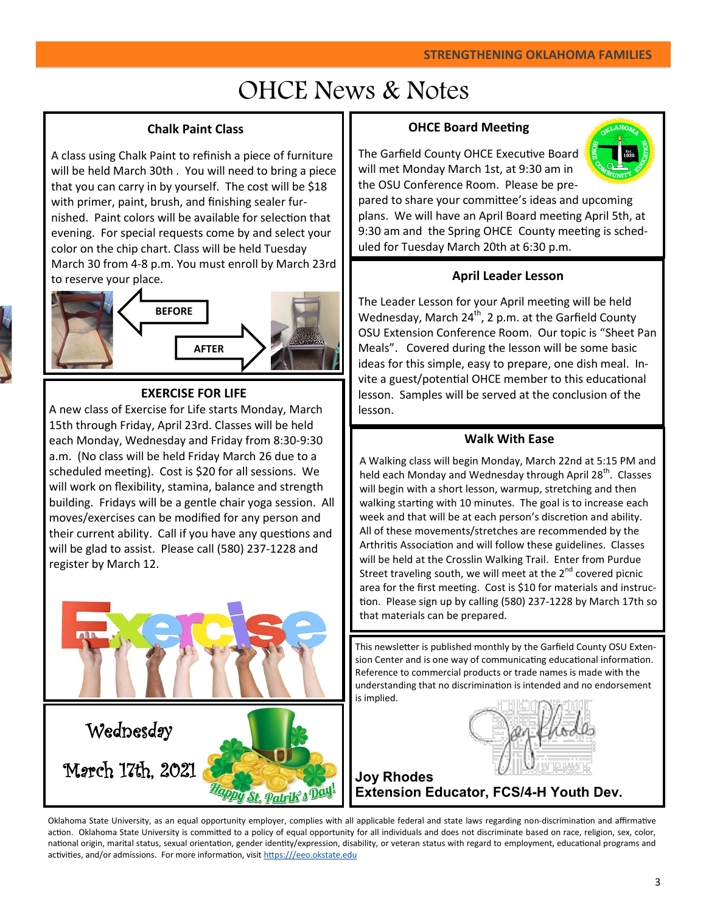# OHCE News & Notes

## Chalk Paint Class

A class using Chalk Paint to refinish a piece of furniture will be held March 30th . You will need to bring a piece that you can carry in by yourself. The cost will be $18 with primer, paint, brush, and finishing sealer furnished. Paint colors will be available for selection that evening. For special requests come by and select your color on the chip chart. Class will be held Tuesday March 30 from 4-8 p.m. You must enroll by March 23rd to reserve your place.

BEFORE

AFTER

## EXERCISE FOR LIFE

A new class of Exercise for Life starts Monday, March 15th through Friday, April 23rd. Classes will be held each Monday, Wednesday and Friday from 8:30-9:30 a.m. (No class will be held Friday March 26 due to a scheduled meeting). Cost is $20 for all sessions. We will work on flexibility, stamina, balance and strength building. Fridays will be a gentle chair yoga session. All moves/exercises can be modified for any person and their current ability. Call if you have any questions and will be glad to assist. Please call (580) 237-1228 and register by March 12.

Wednesday

March 17th, 2021

Happy St. Patrik's Day!

## OHCE Board Meeting

The Garfield County OHCE Executive Board will met Monday March 1st, at 9:30 am in the OSU Conference Room. Please be prepared to share your committee's ideas and upcoming plans. We will have an April Board meeting April 5th, at 9:30 am and the Spring OHCE County meeting is scheduled for Tuesday March 20th at 6:30 p.m.

## April Leader Lesson

The Leader Lesson for your April meeting will be held Wednesday, March 24th, 2 p.m. at the Garfield County OSU Extension Conference Room. Our topic is "Sheet Pan Meals". Covered during the lesson will be some basic ideas for this simple, easy to prepare, one dish meal. Invite a guest/potential OHCE member to this educational lesson. Samples will be served at the conclusion of the lesson.

## Walk With Ease

A Walking class will begin Monday, March 22nd at 5:15 PM and held each Monday and Wednesday through April 28th. Classes will begin with a short lesson, warmup, stretching and then walking starting with 10 minutes. The goal is to increase each week and that will be at each person's discretion and ability. All of these movements/stretches are recommended by the Arthritis Association and will follow these guidelines. Classes will be held at the Crosslin Walking Trail. Enter from Purdue Street traveling south, we will meet at the 2nd covered picnic area for the first meeting. Cost is $10 for materials and instruction. Please sign up by calling (580) 237-1228 by March 17th so that materials can be prepared.

This newsletter is published monthly by the Garfield County OSU Extension Center and is one way of communicating educational information. Reference to commercial products or trade names is made with the understanding that no discrimination is intended and no endorsement is implied.

**Joy Rhodes**
**Extension Educator, FCS/4-H Youth Dev.**

Oklahoma State University, as an equal opportunity employer, complies with all applicable federal and state laws regarding non-discrimination and affirmative action. Oklahoma State University is committed to a policy of equal opportunity for all individuals and does not discriminate based on race, religion, sex, color, national origin, marital status, sexual orientation, gender identity/expression, disability, or veteran status with regard to employment, educational programs and activities, and/or admissions. For more information, visit https:///eeo.okstate.edu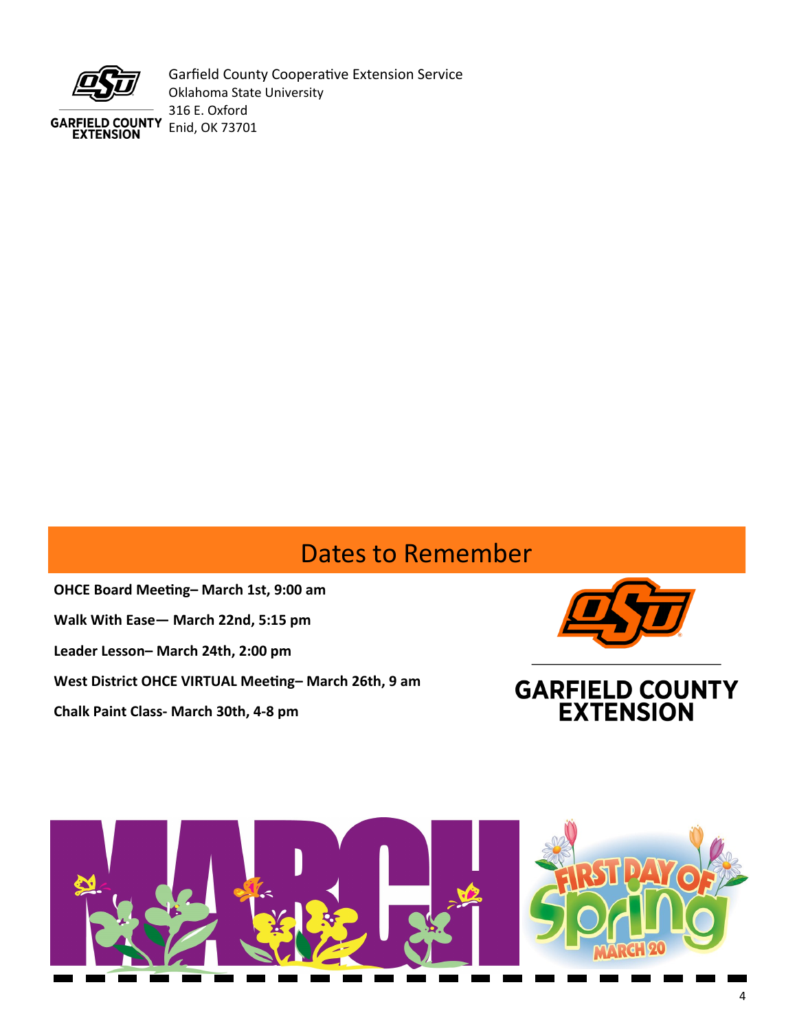Garfield County Cooperative Extension Service
Oklahoma State University
316 E. Oxford
Enid, OK 73701

## Dates to Remember

**OHCE Board Meeting– March 1st, 9:00 am**

**Walk With Ease— March 22nd, 5:15 pm**

**Leader Lesson– March 24th, 2:00 pm**

**West District OHCE VIRTUAL Meeting– March 26th, 9 am**

**Chalk Paint Class- March 30th, 4-8 pm**